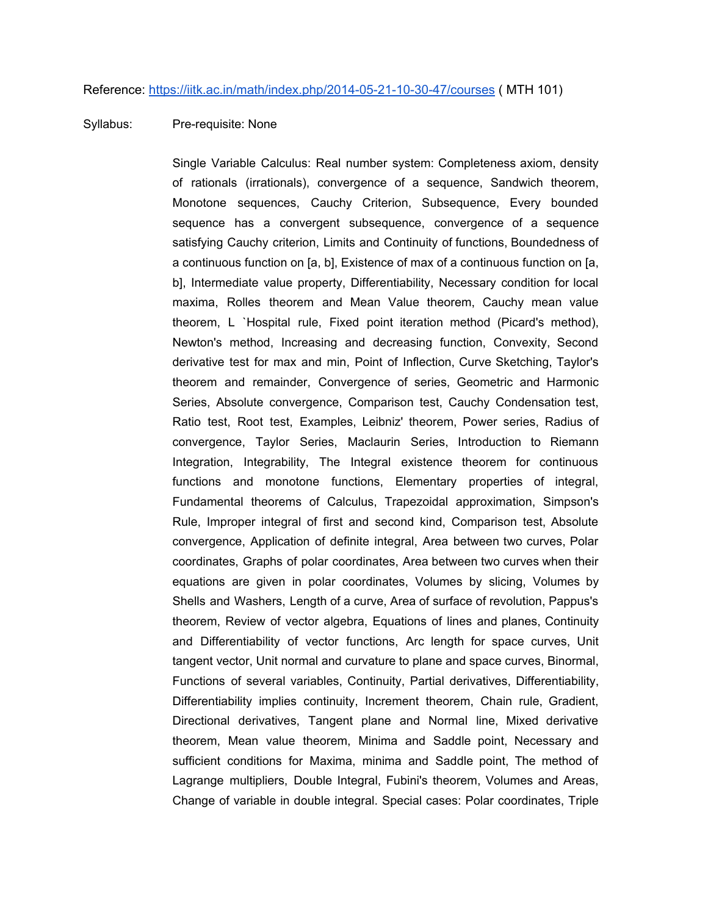Reference: [https://iitk.ac.in/math/index.php/2014-05-21-10-30-47/courses](https://iitk.ac.in/math/index.php/2014-05-21-10-30-47/courses) ( MTH 101)

Syllabus: Pre-requisite: None

Single Variable Calculus: Real number system: Completeness axiom, density of rationals (irrationals), convergence of a sequence, Sandwich theorem, Monotone sequences, Cauchy Criterion, Subsequence, Every bounded sequence has a convergent subsequence, convergence of a sequence satisfying Cauchy criterion, Limits and Continuity of functions, Boundedness of a continuous function on [a, b], Existence of max of a continuous function on [a, b], Intermediate value property, Differentiability, Necessary condition for local maxima, Rolles theorem and Mean Value theorem, Cauchy mean value theorem, L `Hospital rule, Fixed point iteration method (Picard's method), Newton's method, Increasing and decreasing function, Convexity, Second derivative test for max and min, Point of Inflection, Curve Sketching, Taylor's theorem and remainder, Convergence of series, Geometric and Harmonic Series, Absolute convergence, Comparison test, Cauchy Condensation test, Ratio test, Root test, Examples, Leibniz' theorem, Power series, Radius of convergence, Taylor Series, Maclaurin Series, Introduction to Riemann Integration, Integrability, The Integral existence theorem for continuous functions and monotone functions, Elementary properties of integral, Fundamental theorems of Calculus, Trapezoidal approximation, Simpson's Rule, Improper integral of first and second kind, Comparison test, Absolute convergence, Application of definite integral, Area between two curves, Polar coordinates, Graphs of polar coordinates, Area between two curves when their equations are given in polar coordinates, Volumes by slicing, Volumes by Shells and Washers, Length of a curve, Area of surface of revolution, Pappus's theorem, Review of vector algebra, Equations of lines and planes, Continuity and Differentiability of vector functions, Arc length for space curves, Unit tangent vector, Unit normal and curvature to plane and space curves, Binormal, Functions of several variables, Continuity, Partial derivatives, Differentiability, Differentiability implies continuity, Increment theorem, Chain rule, Gradient, Directional derivatives, Tangent plane and Normal line, Mixed derivative theorem, Mean value theorem, Minima and Saddle point, Necessary and sufficient conditions for Maxima, minima and Saddle point, The method of Lagrange multipliers, Double Integral, Fubini's theorem, Volumes and Areas, Change of variable in double integral. Special cases: Polar coordinates, Triple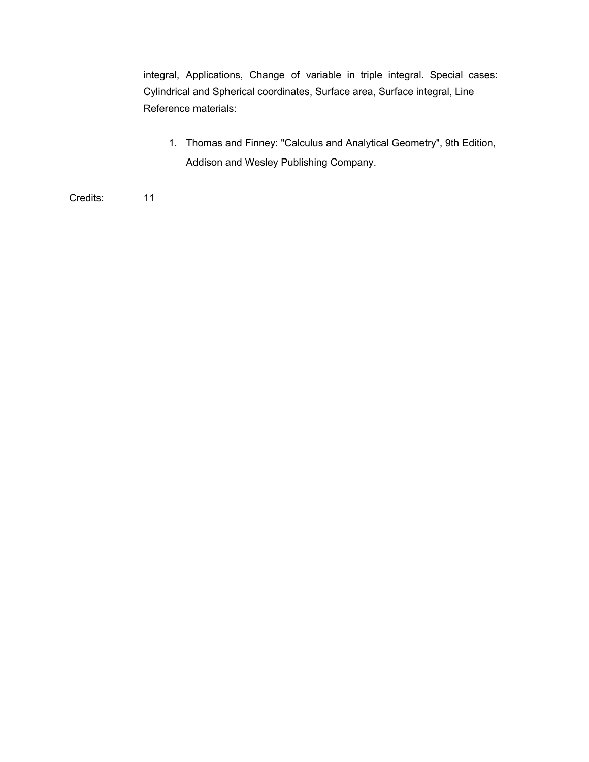integral, Applications, Change of variable in triple integral. Special cases: Cylindrical and Spherical coordinates, Surface area, Surface integral, Line

Reference materials:

1. Thomas and Finney: "Calculus and Analytical Geometry", 9th Edition, Addison and Wesley Publishing Company.

Credits: 11